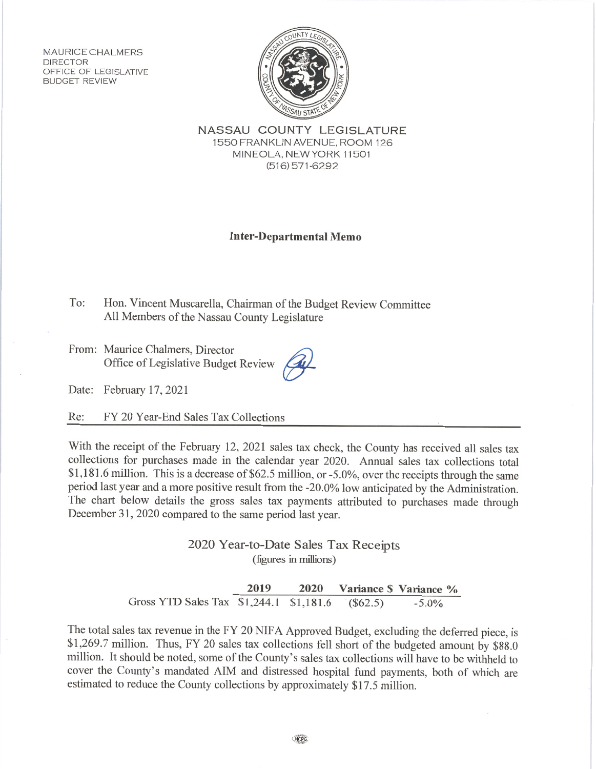MAURICE CHALMERS
DIRECTOR
OFFICE OF LEGISLATIVE
BUDGET REVIEW

**NASSAU COUNTY LEGISLATURE**
1550 FRANKLIN AVENUE, ROOM 126
MINEOLA, NEW YORK 11501
(516) 571-6292

## Inter-Departmental Memo

To: Hon. Vincent Muscarella, Chairman of the Budget Review Committee
All Members of the Nassau County Legislature

From: Maurice Chalmers, Director
Office of Legislative Budget Review

Date: February 17, 2021

Re: FY 20 Year-End Sales Tax Collections

With the receipt of the February 12, 2021 sales tax check, the County has received all sales tax collections for purchases made in the calendar year 2020. Annual sales tax collections total $1,181.6 million. This is a decrease of $62.5 million, or -5.0%, over the receipts through the same period last year and a more positive result from the -20.0% low anticipated by the Administration. The chart below details the gross sales tax payments attributed to purchases made through December 31, 2020 compared to the same period last year.

2020 Year-to-Date Sales Tax Receipts
(figures in millions)

| | 2019 | 2020 | Variance $ | Variance % |
|---|---|---|---|---|
| Gross YTD Sales Tax | $1,244.1 | $1,181.6 | ($62.5) | -5.0% |

The total sales tax revenue in the FY 20 NIFA Approved Budget, excluding the deferred piece, is $1,269.7 million. Thus, FY 20 sales tax collections fell short of the budgeted amount by $88.0 million. It should be noted, some of the County's sales tax collections will have to be withheld to cover the County's mandated AIM and distressed hospital fund payments, both of which are estimated to reduce the County collections by approximately $17.5 million.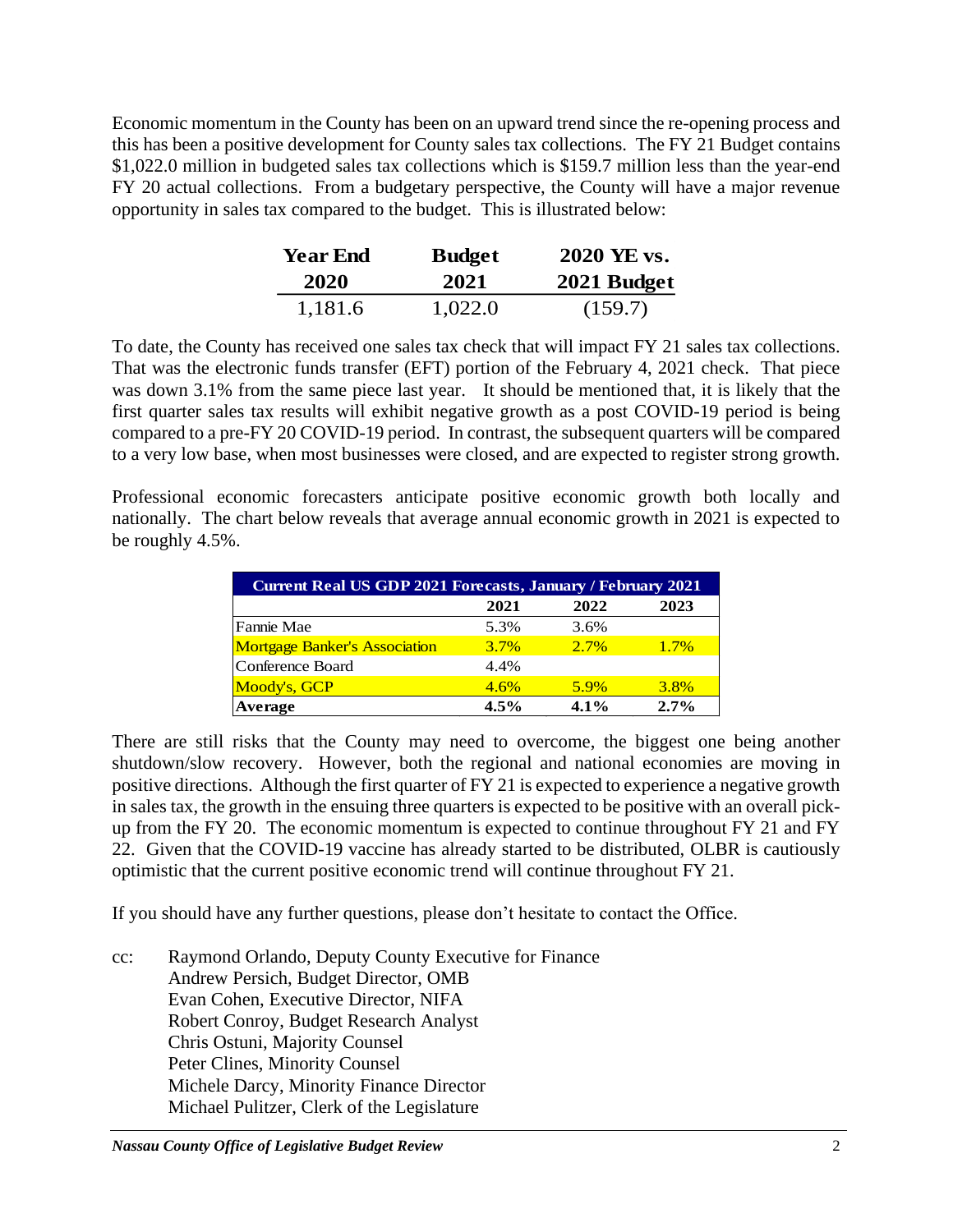Economic momentum in the County has been on an upward trend since the re-opening process and this has been a positive development for County sales tax collections. The FY 21 Budget contains $1,022.0 million in budgeted sales tax collections which is $159.7 million less than the year-end FY 20 actual collections. From a budgetary perspective, the County will have a major revenue opportunity in sales tax compared to the budget. This is illustrated below:

| Year End 2020 | Budget 2021 | 2020 YE vs. 2021 Budget |
|---|---|---|
| 1,181.6 | 1,022.0 | (159.7) |

To date, the County has received one sales tax check that will impact FY 21 sales tax collections. That was the electronic funds transfer (EFT) portion of the February 4, 2021 check. That piece was down 3.1% from the same piece last year. It should be mentioned that, it is likely that the first quarter sales tax results will exhibit negative growth as a post COVID-19 period is being compared to a pre-FY 20 COVID-19 period. In contrast, the subsequent quarters will be compared to a very low base, when most businesses were closed, and are expected to register strong growth.

Professional economic forecasters anticipate positive economic growth both locally and nationally. The chart below reveals that average annual economic growth in 2021 is expected to be roughly 4.5%.

| Current Real US GDP 2021 Forecasts, January / February 2021 | | | |
|---|---|---|---|
| | **2021** | **2022** | **2023** |
| Fannie Mae | 5.3% | 3.6% | |
| Mortgage Banker's Association | 3.7% | 2.7% | 1.7% |
| Conference Board | 4.4% | | |
| Moody's, GCP | 4.6% | 5.9% | 3.8% |
| **Average** | **4.5%** | **4.1%** | **2.7%** |

There are still risks that the County may need to overcome, the biggest one being another shutdown/slow recovery. However, both the regional and national economies are moving in positive directions. Although the first quarter of FY 21 is expected to experience a negative growth in sales tax, the growth in the ensuing three quarters is expected to be positive with an overall pick-up from the FY 20. The economic momentum is expected to continue throughout FY 21 and FY 22. Given that the COVID-19 vaccine has already started to be distributed, OLBR is cautiously optimistic that the current positive economic trend will continue throughout FY 21.

If you should have any further questions, please don't hesitate to contact the Office.

cc: Raymond Orlando, Deputy County Executive for Finance
Andrew Persich, Budget Director, OMB
Evan Cohen, Executive Director, NIFA
Robert Conroy, Budget Research Analyst
Chris Ostuni, Majority Counsel
Peter Clines, Minority Counsel
Michele Darcy, Minority Finance Director
Michael Pulitzer, Clerk of the Legislature